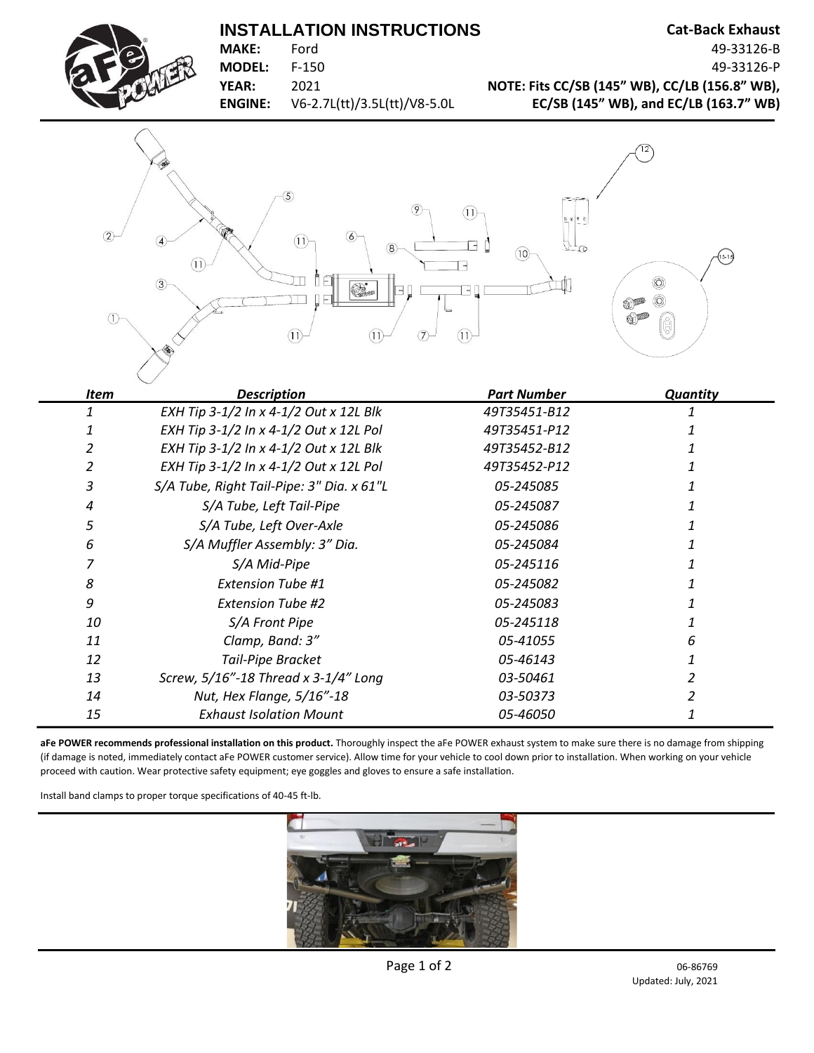# INSTALLATION INSTRUCTIONS

**Cat-Back Exhaust**

**MAKE:** Ford
**MODEL:** F-150
**YEAR:** 2021
**ENGINE:** V6-2.7L(tt)/3.5L(tt)/V8-5.0L

49-33126-B
49-33126-P

**NOTE: Fits CC/SB (145" WB), CC/LB (156.8" WB), EC/SB (145" WB), and EC/LB (163.7" WB)**

| *Item* | *Description* | *Part Number* | *Quantity* |
|---|---|---|---|
| *1* | *EXH Tip 3-1/2 In x 4-1/2 Out x 12L Blk* | *49T35451-B12* | *1* |
| *1* | *EXH Tip 3-1/2 In x 4-1/2 Out x 12L Pol* | *49T35451-P12* | *1* |
| *2* | *EXH Tip 3-1/2 In x 4-1/2 Out x 12L Blk* | *49T35452-B12* | *1* |
| *2* | *EXH Tip 3-1/2 In x 4-1/2 Out x 12L Pol* | *49T35452-P12* | *1* |
| *3* | *S/A Tube, Right Tail-Pipe: 3" Dia. x 61"L* | *05-245085* | *1* |
| *4* | *S/A Tube, Left Tail-Pipe* | *05-245087* | *1* |
| *5* | *S/A Tube, Left Over-Axle* | *05-245086* | *1* |
| *6* | *S/A Muffler Assembly: 3" Dia.* | *05-245084* | *1* |
| *7* | *S/A Mid-Pipe* | *05-245116* | *1* |
| *8* | *Extension Tube #1* | *05-245082* | *1* |
| *9* | *Extension Tube #2* | *05-245083* | *1* |
| *10* | *S/A Front Pipe* | *05-245118* | *1* |
| *11* | *Clamp, Band: 3"* | *05-41055* | *6* |
| *12* | *Tail-Pipe Bracket* | *05-46143* | *1* |
| *13* | *Screw, 5/16"-18 Thread x 3-1/4" Long* | *03-50461* | *2* |
| *14* | *Nut, Hex Flange, 5/16"-18* | *03-50373* | *2* |
| *15* | *Exhaust Isolation Mount* | *05-46050* | *1* |

**aFe POWER recommends professional installation on this product.** Thoroughly inspect the aFe POWER exhaust system to make sure there is no damage from shipping (if damage is noted, immediately contact aFe POWER customer service). Allow time for your vehicle to cool down prior to installation. When working on your vehicle proceed with caution. Wear protective safety equipment; eye goggles and gloves to ensure a safe installation.

Install band clamps to proper torque specifications of 40-45 ft-lb.

06-86769
Updated: July, 2021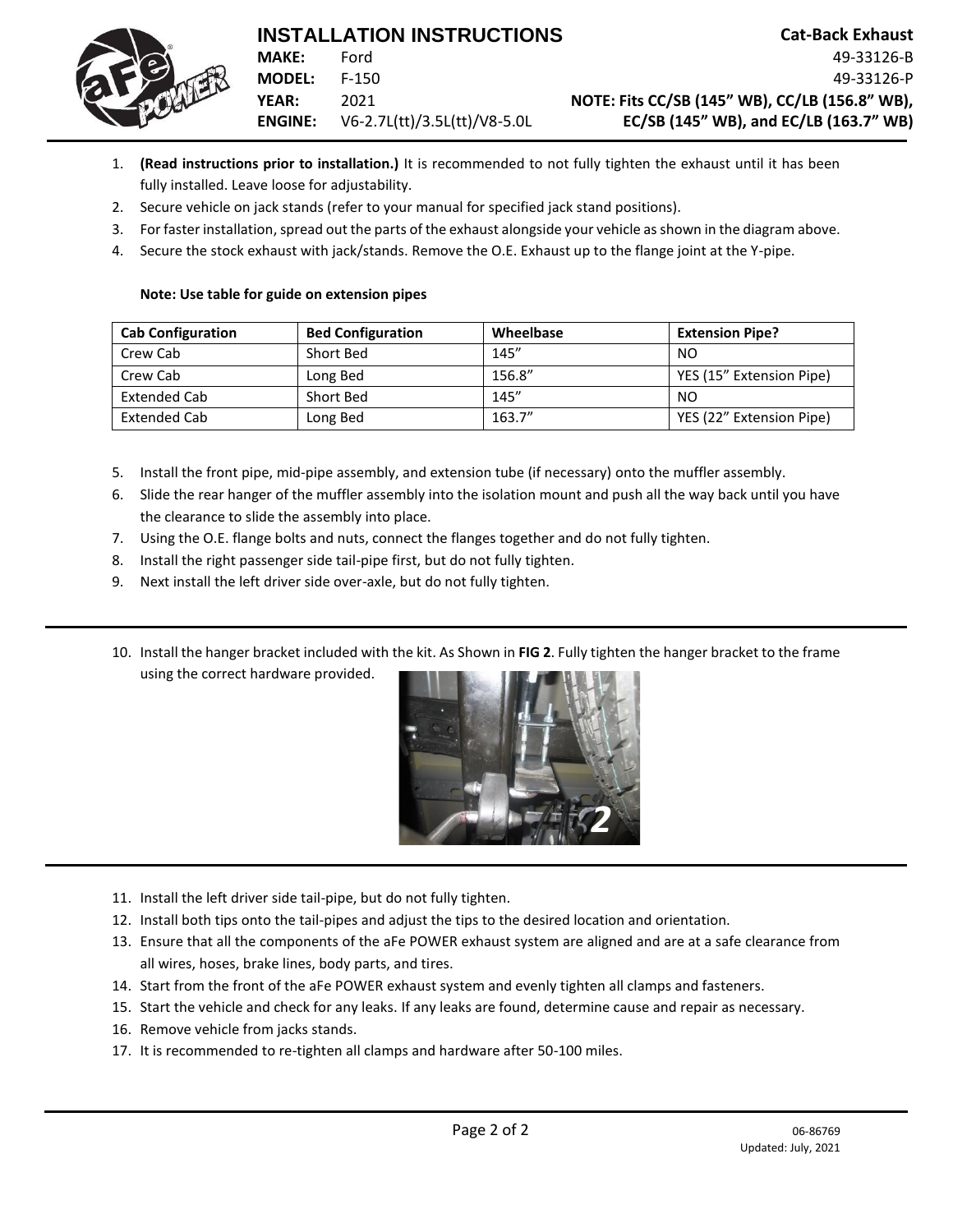# INSTALLATION INSTRUCTIONS

**Cat-Back Exhaust**

**MAKE:** Ford
**MODEL:** F-150
**YEAR:** 2021
**ENGINE:** V6-2.7L(tt)/3.5L(tt)/V8-5.0L

49-33126-B
49-33126-P

**NOTE: Fits CC/SB (145" WB), CC/LB (156.8" WB), EC/SB (145" WB), and EC/LB (163.7" WB)**

1. **(Read instructions prior to installation.)** It is recommended to not fully tighten the exhaust until it has been fully installed. Leave loose for adjustability.
2. Secure vehicle on jack stands (refer to your manual for specified jack stand positions).
3. For faster installation, spread out the parts of the exhaust alongside your vehicle as shown in the diagram above.
4. Secure the stock exhaust with jack/stands. Remove the O.E. Exhaust up to the flange joint at the Y-pipe.

**Note: Use table for guide on extension pipes**

| Cab Configuration | Bed Configuration | Wheelbase | Extension Pipe? |
|---|---|---|---|
| Crew Cab | Short Bed | 145" | NO |
| Crew Cab | Long Bed | 156.8" | YES (15" Extension Pipe) |
| Extended Cab | Short Bed | 145" | NO |
| Extended Cab | Long Bed | 163.7" | YES (22" Extension Pipe) |

5. Install the front pipe, mid-pipe assembly, and extension tube (if necessary) onto the muffler assembly.
6. Slide the rear hanger of the muffler assembly into the isolation mount and push all the way back until you have the clearance to slide the assembly into place.
7. Using the O.E. flange bolts and nuts, connect the flanges together and do not fully tighten.
8. Install the right passenger side tail-pipe first, but do not fully tighten.
9. Next install the left driver side over-axle, but do not fully tighten.
10. Install the hanger bracket included with the kit. As Shown in **FIG 2**. Fully tighten the hanger bracket to the frame using the correct hardware provided.

2

11. Install the left driver side tail-pipe, but do not fully tighten.
12. Install both tips onto the tail-pipes and adjust the tips to the desired location and orientation.
13. Ensure that all the components of the aFe POWER exhaust system are aligned and are at a safe clearance from all wires, hoses, brake lines, body parts, and tires.
14. Start from the front of the aFe POWER exhaust system and evenly tighten all clamps and fasteners.
15. Start the vehicle and check for any leaks. If any leaks are found, determine cause and repair as necessary.
16. Remove vehicle from jacks stands.
17. It is recommended to re-tighten all clamps and hardware after 50-100 miles.

06-86769
Updated: July, 2021